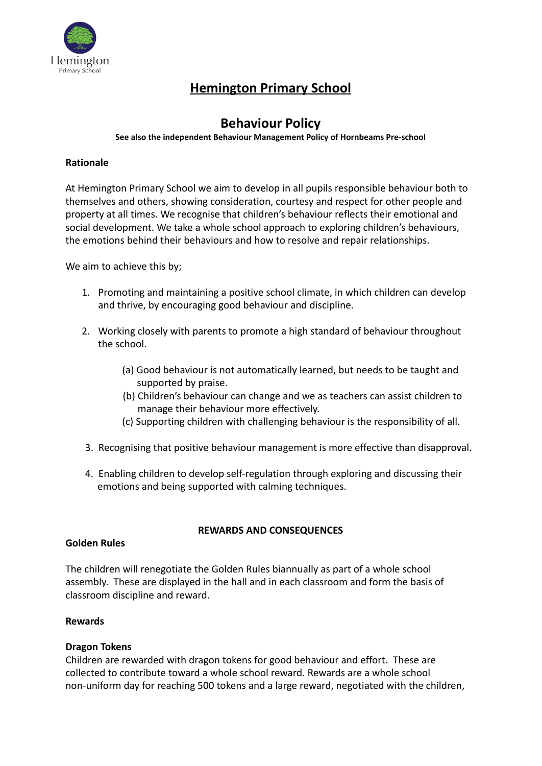# Hemington Primary School

## Behaviour Policy

**See also the independent Behaviour Management Policy of Hornbeams Pre-school**

**Rationale**

At Hemington Primary School we aim to develop in all pupils responsible behaviour both to themselves and others, showing consideration, courtesy and respect for other people and property at all times. We recognise that children's behaviour reflects their emotional and social development. We take a whole school approach to exploring children's behaviours, the emotions behind their behaviours and how to resolve and repair relationships.

We aim to achieve this by;

1. Promoting and maintaining a positive school climate, in which children can develop and thrive, by encouraging good behaviour and discipline.
2. Working closely with parents to promote a high standard of behaviour throughout the school.
   (a) Good behaviour is not automatically learned, but needs to be taught and supported by praise.
   (b) Children's behaviour can change and we as teachers can assist children to manage their behaviour more effectively.
   (c) Supporting children with challenging behaviour is the responsibility of all.
3. Recognising that positive behaviour management is more effective than disapproval.
4. Enabling children to develop self-regulation through exploring and discussing their emotions and being supported with calming techniques.

**REWARDS AND CONSEQUENCES**

**Golden Rules**

The children will renegotiate the Golden Rules biannually as part of a whole school assembly. These are displayed in the hall and in each classroom and form the basis of classroom discipline and reward.

**Rewards**

**Dragon Tokens**
Children are rewarded with dragon tokens for good behaviour and effort. These are collected to contribute toward a whole school reward. Rewards are a whole school non-uniform day for reaching 500 tokens and a large reward, negotiated with the children,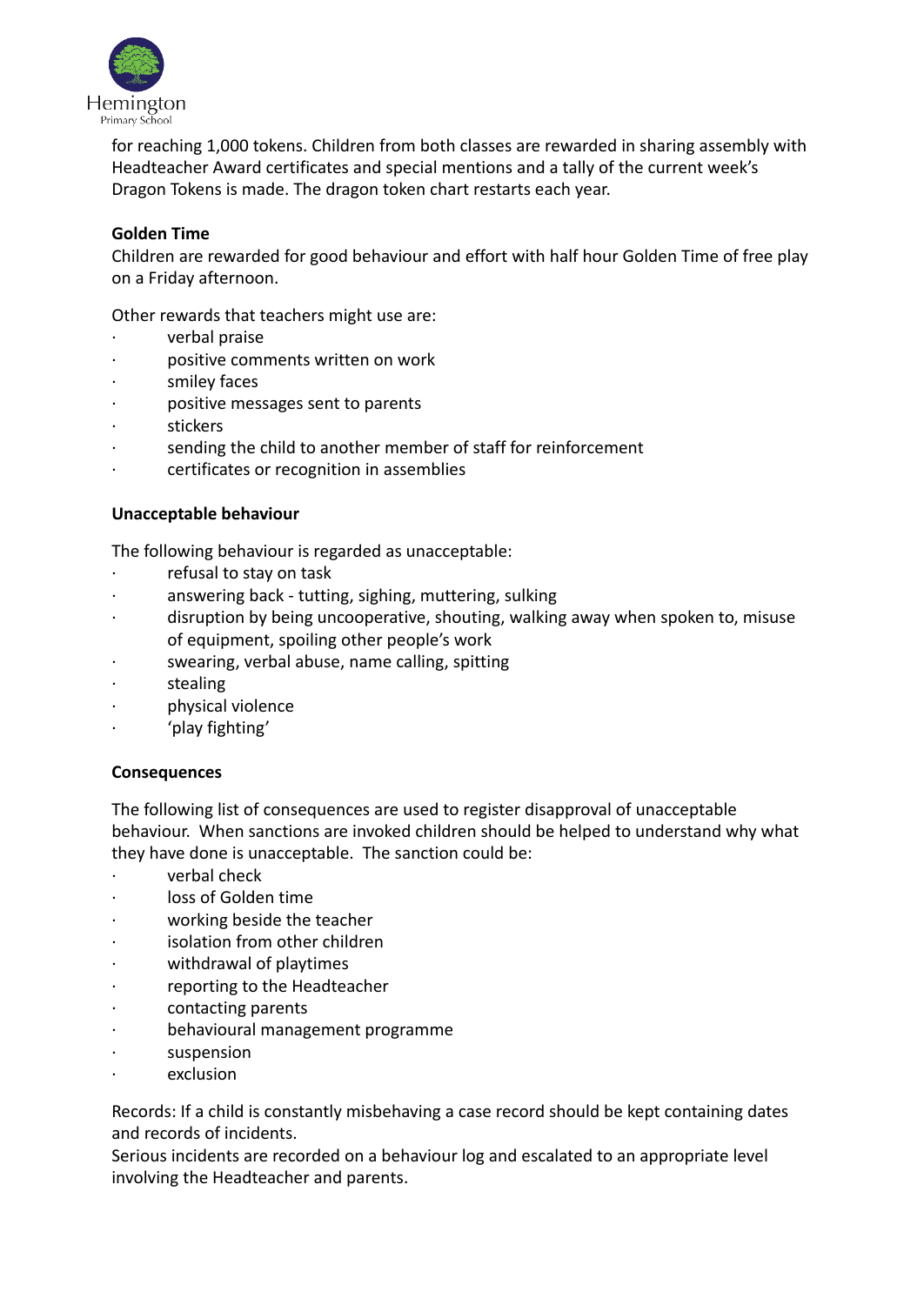for reaching 1,000 tokens. Children from both classes are rewarded in sharing assembly with Headteacher Award certificates and special mentions and a tally of the current week's Dragon Tokens is made. The dragon token chart restarts each year.

**Golden Time**

Children are rewarded for good behaviour and effort with half hour Golden Time of free play on a Friday afternoon.

Other rewards that teachers might use are:

- verbal praise
- positive comments written on work
- smiley faces
- positive messages sent to parents
- stickers
- sending the child to another member of staff for reinforcement
- certificates or recognition in assemblies

**Unacceptable behaviour**

The following behaviour is regarded as unacceptable:

- refusal to stay on task
- answering back - tutting, sighing, muttering, sulking
- disruption by being uncooperative, shouting, walking away when spoken to, misuse of equipment, spoiling other people's work
- swearing, verbal abuse, name calling, spitting
- stealing
- physical violence
- 'play fighting'

**Consequences**

The following list of consequences are used to register disapproval of unacceptable behaviour. When sanctions are invoked children should be helped to understand why what they have done is unacceptable. The sanction could be:

- verbal check
- loss of Golden time
- working beside the teacher
- isolation from other children
- withdrawal of playtimes
- reporting to the Headteacher
- contacting parents
- behavioural management programme
- suspension
- exclusion

Records: If a child is constantly misbehaving a case record should be kept containing dates and records of incidents.
Serious incidents are recorded on a behaviour log and escalated to an appropriate level involving the Headteacher and parents.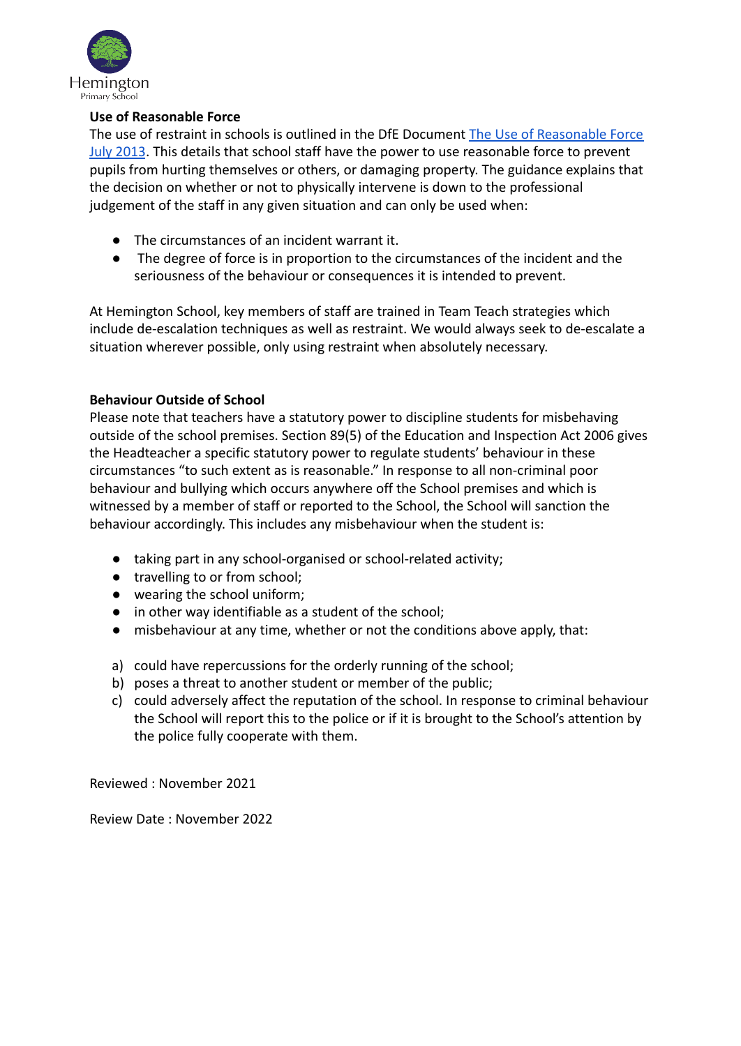### Use of Reasonable Force

The use of restraint in schools is outlined in the DfE Document The Use of Reasonable Force July 2013. This details that school staff have the power to use reasonable force to prevent pupils from hurting themselves or others, or damaging property. The guidance explains that the decision on whether or not to physically intervene is down to the professional judgement of the staff in any given situation and can only be used when:

- The circumstances of an incident warrant it.
- The degree of force is in proportion to the circumstances of the incident and the seriousness of the behaviour or consequences it is intended to prevent.

At Hemington School, key members of staff are trained in Team Teach strategies which include de-escalation techniques as well as restraint. We would always seek to de-escalate a situation wherever possible, only using restraint when absolutely necessary.

### Behaviour Outside of School

Please note that teachers have a statutory power to discipline students for misbehaving outside of the school premises. Section 89(5) of the Education and Inspection Act 2006 gives the Headteacher a specific statutory power to regulate students' behaviour in these circumstances "to such extent as is reasonable." In response to all non-criminal poor behaviour and bullying which occurs anywhere off the School premises and which is witnessed by a member of staff or reported to the School, the School will sanction the behaviour accordingly. This includes any misbehaviour when the student is:

- taking part in any school-organised or school-related activity;
- travelling to or from school;
- wearing the school uniform;
- in other way identifiable as a student of the school;
- misbehaviour at any time, whether or not the conditions above apply, that:

a) could have repercussions for the orderly running of the school;
b) poses a threat to another student or member of the public;
c) could adversely affect the reputation of the school. In response to criminal behaviour the School will report this to the police or if it is brought to the School's attention by the police fully cooperate with them.

Reviewed : November 2021

Review Date : November 2022